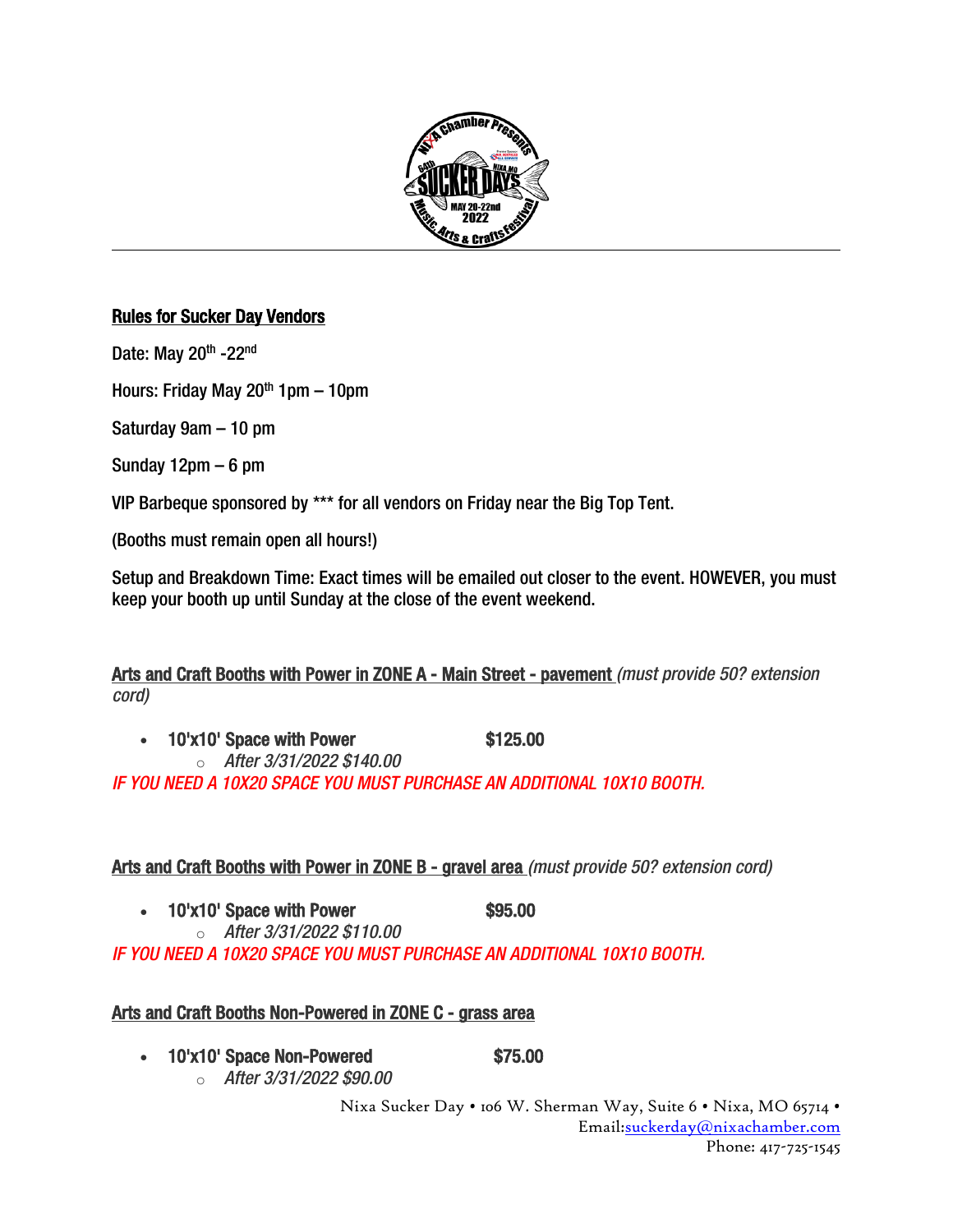## Rules for Sucker Day Vendors

Date: May 20th -22nd

Hours: Friday May 20th 1pm – 10pm

Saturday 9am – 10 pm

Sunday 12pm – 6 pm

VIP Barbeque sponsored by *** for all vendors on Friday near the Big Top Tent.

(Booths must remain open all hours!)

Setup and Breakdown Time: Exact times will be emailed out closer to the event. HOWEVER, you must keep your booth up until Sunday at the close of the event weekend.

**Arts and Craft Booths with Power in ZONE A - Main Street - pavement** *(must provide 50? extension cord)*

- **10'x10' Space with Power** **$125.00**
  - *After 3/31/2022 $140.00*

*IF YOU NEED A 10X20 SPACE YOU MUST PURCHASE AN ADDITIONAL 10X10 BOOTH.*

**Arts and Craft Booths with Power in ZONE B - gravel area** *(must provide 50? extension cord)*

- **10'x10' Space with Power** **$95.00**
  - *After 3/31/2022 $110.00*

*IF YOU NEED A 10X20 SPACE YOU MUST PURCHASE AN ADDITIONAL 10X10 BOOTH.*

**Arts and Craft Booths Non-Powered in ZONE C - grass area**

- **10'x10' Space Non-Powered** **$75.00**
  - *After 3/31/2022 $90.00*

Nixa Sucker Day • 106 W. Sherman Way, Suite 6 • Nixa, MO 65714 • Email:suckerday@nixachamber.com
Phone: 417-725-1545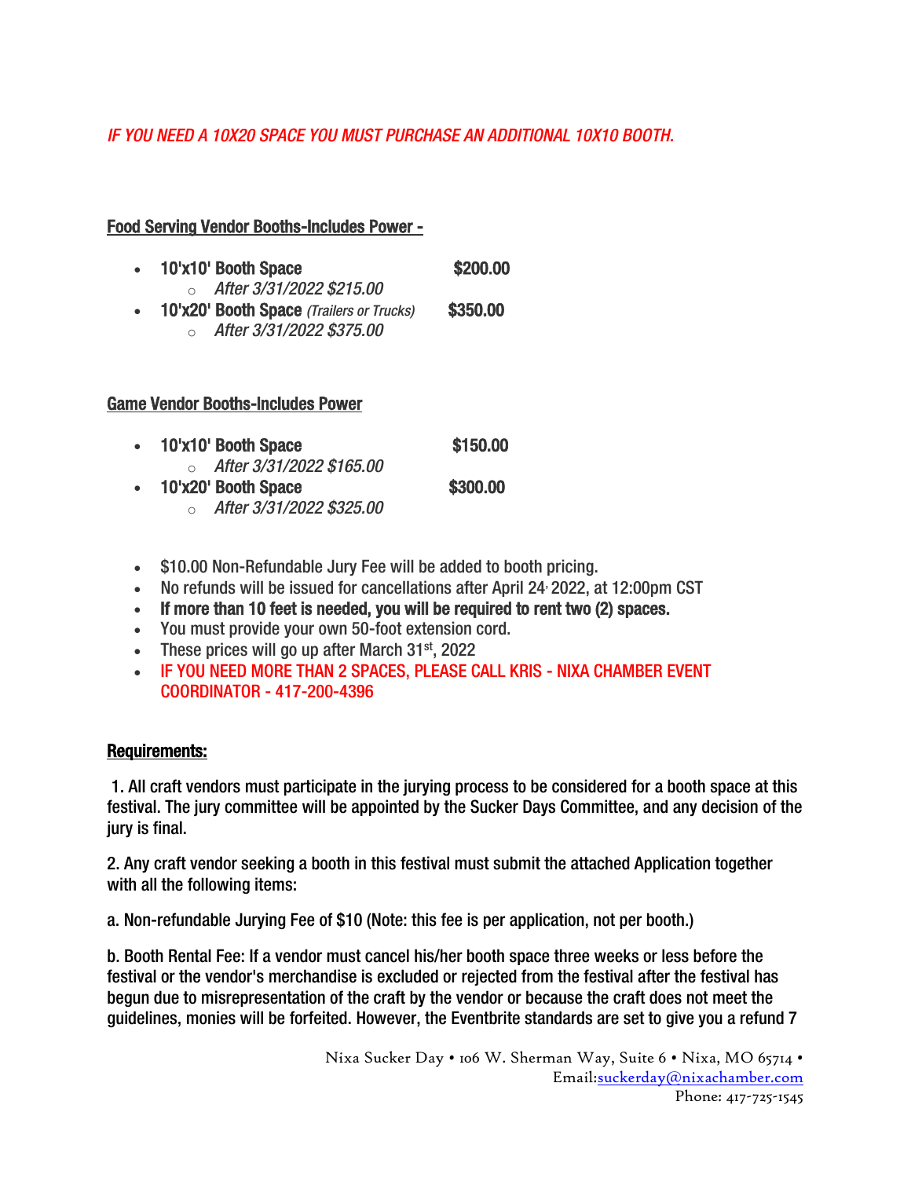*IF YOU NEED A 10X20 SPACE YOU MUST PURCHASE AN ADDITIONAL 10X10 BOOTH.*

**Food Serving Vendor Booths-Includes Power -**

- **10'x10' Booth Space** **$200.00**
  - *After 3/31/2022 $215.00*
- **10'x20' Booth Space** *(Trailers or Trucks)* **$350.00**
  - *After 3/31/2022 $375.00*

**Game Vendor Booths-Includes Power**

- **10'x10' Booth Space** **$150.00**
  - *After 3/31/2022 $165.00*
- **10'x20' Booth Space** **$300.00**
  - *After 3/31/2022 $325.00*

- $10.00 Non-Refundable Jury Fee will be added to booth pricing.
- No refunds will be issued for cancellations after April 24, 2022, at 12:00pm CST
- **If more than 10 feet is needed, you will be required to rent two (2) spaces.**
- You must provide your own 50-foot extension cord.
- These prices will go up after March 31st, 2022
- IF YOU NEED MORE THAN 2 SPACES, PLEASE CALL KRIS - NIXA CHAMBER EVENT COORDINATOR - 417-200-4396

**Requirements:**

1. All craft vendors must participate in the jurying process to be considered for a booth space at this festival. The jury committee will be appointed by the Sucker Days Committee, and any decision of the jury is final.

2. Any craft vendor seeking a booth in this festival must submit the attached Application together with all the following items:

a. Non-refundable Jurying Fee of $10 (Note: this fee is per application, not per booth.)

b. Booth Rental Fee: If a vendor must cancel his/her booth space three weeks or less before the festival or the vendor's merchandise is excluded or rejected from the festival after the festival has begun due to misrepresentation of the craft by the vendor or because the craft does not meet the guidelines, monies will be forfeited. However, the Eventbrite standards are set to give you a refund 7

Nixa Sucker Day • 106 W. Sherman Way, Suite 6 • Nixa, MO 65714 • Email:suckerday@nixachamber.com
Phone: 417-725-1545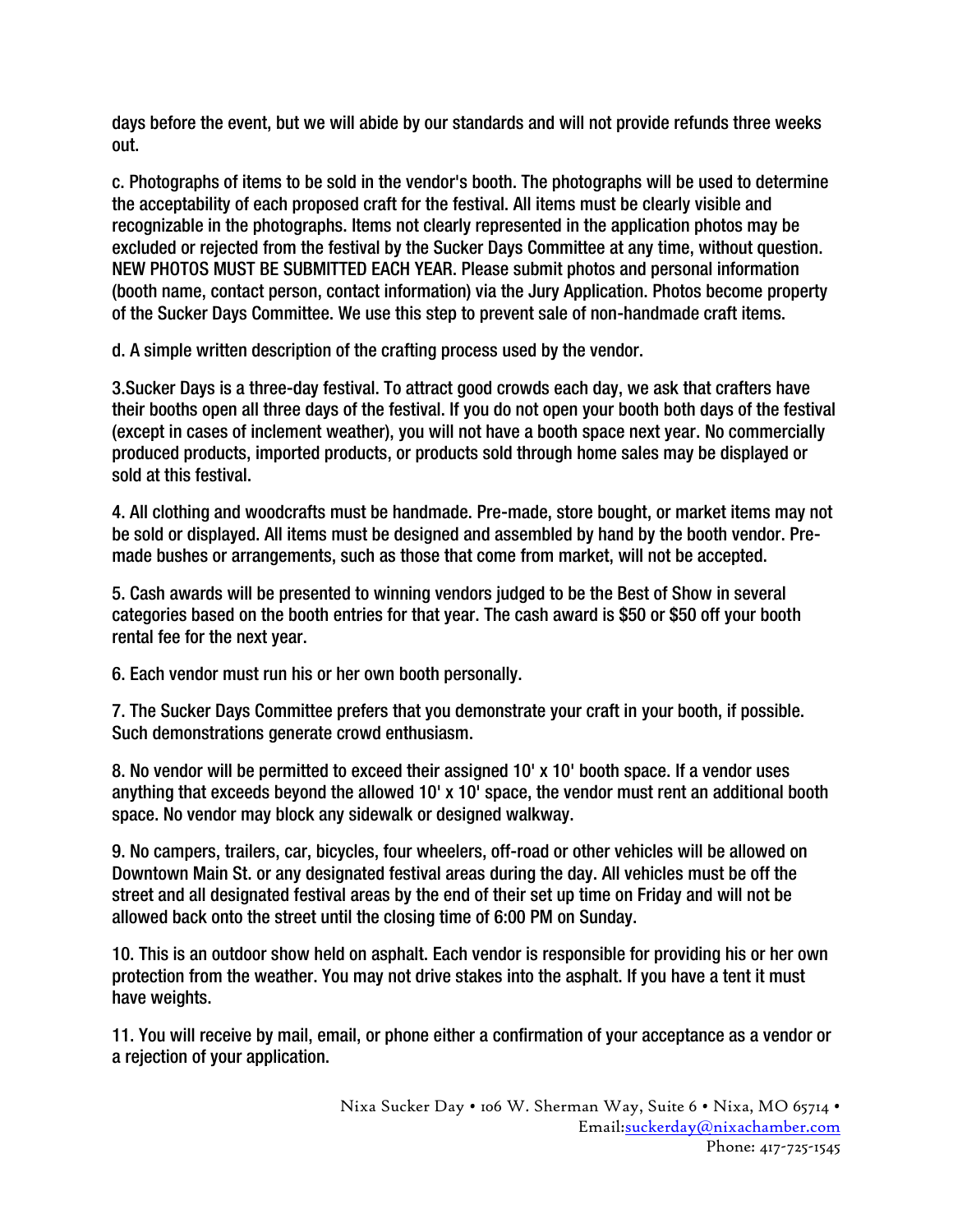days before the event, but we will abide by our standards and will not provide refunds three weeks out.

c. Photographs of items to be sold in the vendor's booth. The photographs will be used to determine the acceptability of each proposed craft for the festival. All items must be clearly visible and recognizable in the photographs. Items not clearly represented in the application photos may be excluded or rejected from the festival by the Sucker Days Committee at any time, without question. NEW PHOTOS MUST BE SUBMITTED EACH YEAR. Please submit photos and personal information (booth name, contact person, contact information) via the Jury Application. Photos become property of the Sucker Days Committee. We use this step to prevent sale of non-handmade craft items.

d. A simple written description of the crafting process used by the vendor.

3.Sucker Days is a three-day festival. To attract good crowds each day, we ask that crafters have their booths open all three days of the festival. If you do not open your booth both days of the festival (except in cases of inclement weather), you will not have a booth space next year. No commercially produced products, imported products, or products sold through home sales may be displayed or sold at this festival.

4. All clothing and woodcrafts must be handmade. Pre-made, store bought, or market items may not be sold or displayed. All items must be designed and assembled by hand by the booth vendor. Pre-made bushes or arrangements, such as those that come from market, will not be accepted.

5. Cash awards will be presented to winning vendors judged to be the Best of Show in several categories based on the booth entries for that year. The cash award is $50 or $50 off your booth rental fee for the next year.

6. Each vendor must run his or her own booth personally.

7. The Sucker Days Committee prefers that you demonstrate your craft in your booth, if possible. Such demonstrations generate crowd enthusiasm.

8. No vendor will be permitted to exceed their assigned 10' x 10' booth space. If a vendor uses anything that exceeds beyond the allowed 10' x 10' space, the vendor must rent an additional booth space. No vendor may block any sidewalk or designed walkway.

9. No campers, trailers, car, bicycles, four wheelers, off-road or other vehicles will be allowed on Downtown Main St. or any designated festival areas during the day. All vehicles must be off the street and all designated festival areas by the end of their set up time on Friday and will not be allowed back onto the street until the closing time of 6:00 PM on Sunday.

10. This is an outdoor show held on asphalt. Each vendor is responsible for providing his or her own protection from the weather. You may not drive stakes into the asphalt. If you have a tent it must have weights.

11. You will receive by mail, email, or phone either a confirmation of your acceptance as a vendor or a rejection of your application.

Nixa Sucker Day • 106 W. Sherman Way, Suite 6 • Nixa, MO 65714 •
Email:suckerday@nixachamber.com
Phone: 417-725-1545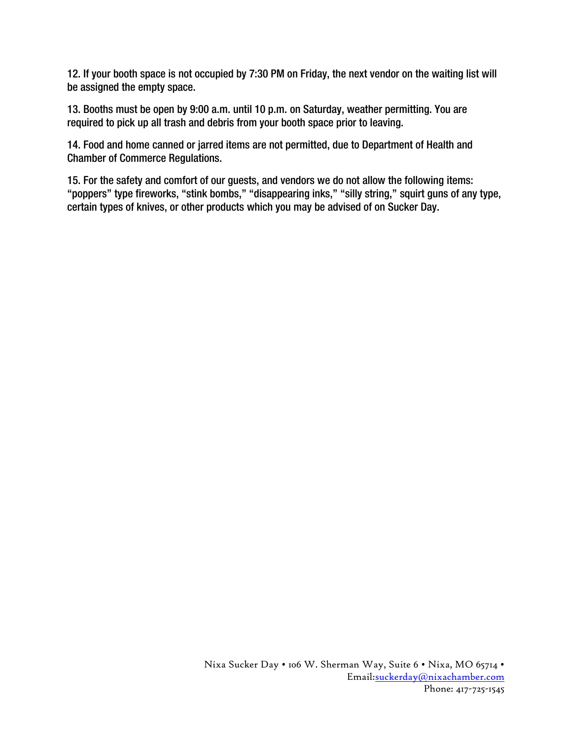12. If your booth space is not occupied by 7:30 PM on Friday, the next vendor on the waiting list will be assigned the empty space.

13. Booths must be open by 9:00 a.m. until 10 p.m. on Saturday, weather permitting. You are required to pick up all trash and debris from your booth space prior to leaving.

14. Food and home canned or jarred items are not permitted, due to Department of Health and Chamber of Commerce Regulations.

15. For the safety and comfort of our guests, and vendors we do not allow the following items: "poppers" type fireworks, "stink bombs," "disappearing inks," "silly string," squirt guns of any type, certain types of knives, or other products which you may be advised of on Sucker Day.